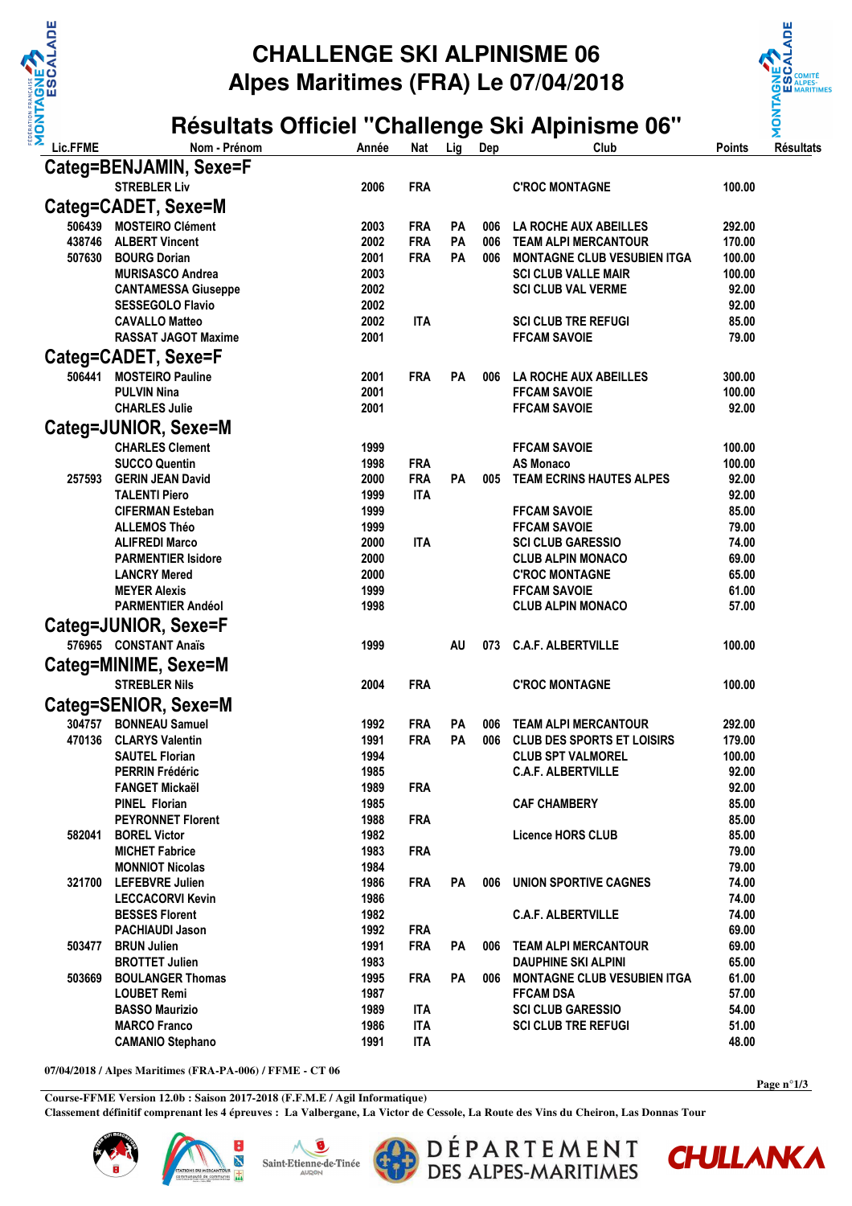# CHALLENGE SKI ALPINISME 06
# Alpes Maritimes (FRA) Le 07/04/2018

## Résultats Officiel "Challenge Ski Alpinisme 06"

| Lic.FFME | Nom - Prénom | Année | Nat | Lig | Dep | Club | Points | Résultats |
|---|---|---|---|---|---|---|---|---|
| **Categ=BENJAMIN, Sexe=F** | | | | | | | | |
| | STREBLER Liv | 2006 | FRA | | | C'ROC MONTAGNE | 100.00 | |
| **Categ=CADET, Sexe=M** | | | | | | | | |
| 506439 | MOSTEIRO Clément | 2003 | FRA | PA | 006 | LA ROCHE AUX ABEILLES | 292.00 | |
| 438746 | ALBERT Vincent | 2002 | FRA | PA | 006 | TEAM ALPI MERCANTOUR | 170.00 | |
| 507630 | BOURG Dorian | 2001 | FRA | PA | 006 | MONTAGNE CLUB VESUBIEN ITGA | 100.00 | |
| | MURISASCO Andrea | 2003 | | | | SCI CLUB VALLE MAIR | 100.00 | |
| | CANTAMESSA Giuseppe | 2002 | | | | SCI CLUB VAL VERME | 92.00 | |
| | SESSEGOLO Flavio | 2002 | | | | | 92.00 | |
| | CAVALLO Matteo | 2002 | ITA | | | SCI CLUB TRE REFUGI | 85.00 | |
| | RASSAT JAGOT Maxime | 2001 | | | | FFCAM SAVOIE | 79.00 | |
| **Categ=CADET, Sexe=F** | | | | | | | | |
| 506441 | MOSTEIRO Pauline | 2001 | FRA | PA | 006 | LA ROCHE AUX ABEILLES | 300.00 | |
| | PULVIN Nina | 2001 | | | | FFCAM SAVOIE | 100.00 | |
| | CHARLES Julie | 2001 | | | | FFCAM SAVOIE | 92.00 | |
| **Categ=JUNIOR, Sexe=M** | | | | | | | | |
| | CHARLES Clement | 1999 | | | | FFCAM SAVOIE | 100.00 | |
| | SUCCO Quentin | 1998 | FRA | | | AS Monaco | 100.00 | |
| 257593 | GERIN JEAN David | 2000 | FRA | PA | 005 | TEAM ECRINS HAUTES ALPES | 92.00 | |
| | TALENTI Piero | 1999 | ITA | | | | 92.00 | |
| | CIFERMAN Esteban | 1999 | | | | FFCAM SAVOIE | 85.00 | |
| | ALLEMOS Théo | 1999 | | | | FFCAM SAVOIE | 79.00 | |
| | ALIFREDI Marco | 2000 | ITA | | | SCI CLUB GARESSIO | 74.00 | |
| | PARMENTIER Isidore | 2000 | | | | CLUB ALPIN MONACO | 69.00 | |
| | LANCRY Mered | 2000 | | | | C'ROC MONTAGNE | 65.00 | |
| | MEYER Alexis | 1999 | | | | FFCAM SAVOIE | 61.00 | |
| | PARMENTIER Andéol | 1998 | | | | CLUB ALPIN MONACO | 57.00 | |
| **Categ=JUNIOR, Sexe=F** | | | | | | | | |
| 576965 | CONSTANT Anaïs | 1999 | | AU | 073 | C.A.F. ALBERTVILLE | 100.00 | |
| **Categ=MINIME, Sexe=M** | | | | | | | | |
| | STREBLER Nils | 2004 | FRA | | | C'ROC MONTAGNE | 100.00 | |
| **Categ=SENIOR, Sexe=M** | | | | | | | | |
| 304757 | BONNEAU Samuel | 1992 | FRA | PA | 006 | TEAM ALPI MERCANTOUR | 292.00 | |
| 470136 | CLARYS Valentin | 1991 | FRA | PA | 006 | CLUB DES SPORTS ET LOISIRS | 179.00 | |
| | SAUTEL Florian | 1994 | | | | CLUB SPT VALMOREL | 100.00 | |
| | PERRIN Frédéric | 1985 | | | | C.A.F. ALBERTVILLE | 92.00 | |
| | FANGET Mickaël | 1989 | FRA | | | | 92.00 | |
| | PINEL Florian | 1985 | | | | CAF CHAMBERY | 85.00 | |
| | PEYRONNET Florent | 1988 | FRA | | | | 85.00 | |
| 582041 | BOREL Victor | 1982 | | | | Licence HORS CLUB | 85.00 | |
| | MICHET Fabrice | 1983 | FRA | | | | 79.00 | |
| | MONNIOT Nicolas | 1984 | | | | | 79.00 | |
| 321700 | LEFEBVRE Julien | 1986 | FRA | PA | 006 | UNION SPORTIVE CAGNES | 74.00 | |
| | LECCACORVI Kevin | 1986 | | | | | 74.00 | |
| | BESSES Florent | 1982 | | | | C.A.F. ALBERTVILLE | 74.00 | |
| | PACHIAUDI Jason | 1992 | FRA | | | | 69.00 | |
| 503477 | BRUN Julien | 1991 | FRA | PA | 006 | TEAM ALPI MERCANTOUR | 69.00 | |
| | BROTTET Julien | 1983 | | | | DAUPHINE SKI ALPINI | 65.00 | |
| 503669 | BOULANGER Thomas | 1995 | FRA | PA | 006 | MONTAGNE CLUB VESUBIEN ITGA | 61.00 | |
| | LOUBET Remi | 1987 | | | | FFCAM DSA | 57.00 | |
| | BASSO Maurizio | 1989 | ITA | | | SCI CLUB GARESSIO | 54.00 | |
| | MARCO Franco | 1986 | ITA | | | SCI CLUB TRE REFUGI | 51.00 | |
| | CAMANIO Stephano | 1991 | ITA | | | | 48.00 | |

07/04/2018 / Alpes Maritimes (FRA-PA-006) / FFME - CT 06

Course-FFME Version 12.0b : Saison 2017-2018 (F.F.M.E / Agil Informatique)
Classement définitif comprenant les 4 épreuves : La Valbergane, La Victor de Cessole, La Route des Vins du Cheiron, Las Donnas Tour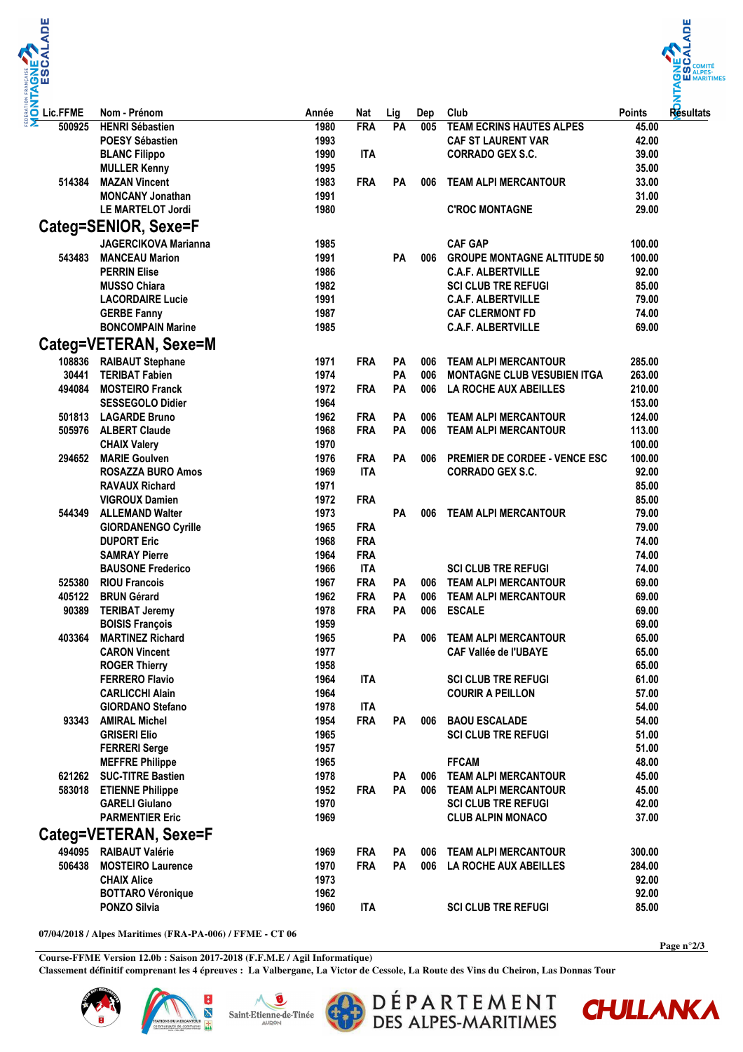| Lic.FFME | Nom - Prénom | Année | Nat | Lig | Dep | Club | Points | Résultats |
|---|---|---|---|---|---|---|---|---|
| 500925 | HENRI Sébastien | 1980 | FRA | PA | 005 | TEAM ECRINS HAUTES ALPES | 45.00 | |
| | POESY Sébastien | 1993 | | | | CAF ST LAURENT VAR | 42.00 | |
| | BLANC Filippo | 1990 | ITA | | | CORRADO GEX S.C. | 39.00 | |
| | MULLER Kenny | 1995 | | | | | 35.00 | |
| 514384 | MAZAN Vincent | 1983 | FRA | PA | 006 | TEAM ALPI MERCANTOUR | 33.00 | |
| | MONCANY Jonathan | 1991 | | | | | 31.00 | |
| | LE MARTELOT Jordi | 1980 | | | | C'ROC MONTAGNE | 29.00 | |

## Categ=SENIOR, Sexe=F

| Lic.FFME | Nom - Prénom | Année | Nat | Lig | Dep | Club | Points | Résultats |
|---|---|---|---|---|---|---|---|---|
| | JAGERCIKOVA Marianna | 1985 | | | | CAF GAP | 100.00 | |
| 543483 | MANCEAU Marion | 1991 | | PA | 006 | GROUPE MONTAGNE ALTITUDE 50 | 100.00 | |
| | PERRIN Elise | 1986 | | | | C.A.F. ALBERTVILLE | 92.00 | |
| | MUSSO Chiara | 1982 | | | | SCI CLUB TRE REFUGI | 85.00 | |
| | LACORDAIRE Lucie | 1991 | | | | C.A.F. ALBERTVILLE | 79.00 | |
| | GERBE Fanny | 1987 | | | | CAF CLERMONT FD | 74.00 | |
| | BONCOMPAIN Marine | 1985 | | | | C.A.F. ALBERTVILLE | 69.00 | |

## Categ=VETERAN, Sexe=M

| Lic.FFME | Nom - Prénom | Année | Nat | Lig | Dep | Club | Points | Résultats |
|---|---|---|---|---|---|---|---|---|
| 108836 | RAIBAUT Stephane | 1971 | FRA | PA | 006 | TEAM ALPI MERCANTOUR | 285.00 | |
| 30441 | TERIBAT Fabien | 1974 | | PA | 006 | MONTAGNE CLUB VESUBIEN ITGA | 263.00 | |
| 494084 | MOSTEIRO Franck | 1972 | FRA | PA | 006 | LA ROCHE AUX ABEILLES | 210.00 | |
| | SESSEGOLO Didier | 1964 | | | | | 153.00 | |
| 501813 | LAGARDE Bruno | 1962 | FRA | PA | 006 | TEAM ALPI MERCANTOUR | 124.00 | |
| 505976 | ALBERT Claude | 1968 | FRA | PA | 006 | TEAM ALPI MERCANTOUR | 113.00 | |
| | CHAIX Valery | 1970 | | | | | 100.00 | |
| 294652 | MARIE Goulven | 1976 | FRA | PA | 006 | PREMIER DE CORDEE - VENCE ESC | 100.00 | |
| | ROSAZZA BURO Amos | 1969 | ITA | | | CORRADO GEX S.C. | 92.00 | |
| | RAVAUX Richard | 1971 | | | | | 85.00 | |
| | VIGROUX Damien | 1972 | FRA | | | | 85.00 | |
| 544349 | ALLEMAND Walter | 1973 | | PA | 006 | TEAM ALPI MERCANTOUR | 79.00 | |
| | GIORDANENGO Cyrille | 1965 | FRA | | | | 79.00 | |
| | DUPORT Eric | 1968 | FRA | | | | 74.00 | |
| | SAMRAY Pierre | 1964 | FRA | | | | 74.00 | |
| | BAUSONE Frederico | 1966 | ITA | | | SCI CLUB TRE REFUGI | 74.00 | |
| 525380 | RIOU Francois | 1967 | FRA | PA | 006 | TEAM ALPI MERCANTOUR | 69.00 | |
| 405122 | BRUN Gérard | 1962 | FRA | PA | 006 | TEAM ALPI MERCANTOUR | 69.00 | |
| 90389 | TERIBAT Jeremy | 1978 | FRA | PA | 006 | ESCALE | 69.00 | |
| | BOISIS François | 1959 | | | | | 69.00 | |
| 403364 | MARTINEZ Richard | 1965 | | PA | 006 | TEAM ALPI MERCANTOUR | 65.00 | |
| | CARON Vincent | 1977 | | | | CAF Vallée de l'UBAYE | 65.00 | |
| | ROGER Thierry | 1958 | | | | | 65.00 | |
| | FERRERO Flavio | 1964 | ITA | | | SCI CLUB TRE REFUGI | 61.00 | |
| | CARLICCHI Alain | 1964 | | | | COURIR A PEILLON | 57.00 | |
| | GIORDANO Stefano | 1978 | ITA | | | | 54.00 | |
| 93343 | AMIRAL Michel | 1954 | FRA | PA | 006 | BAOU ESCALADE | 54.00 | |
| | GRISERI Elio | 1965 | | | | SCI CLUB TRE REFUGI | 51.00 | |
| | FERRERI Serge | 1957 | | | | | 51.00 | |
| | MEFFRE Philippe | 1965 | | | | FFCAM | 48.00 | |
| 621262 | SUC-TITRE Bastien | 1978 | | PA | 006 | TEAM ALPI MERCANTOUR | 45.00 | |
| 583018 | ETIENNE Philippe | 1952 | FRA | PA | 006 | TEAM ALPI MERCANTOUR | 45.00 | |
| | GARELI Giulano | 1970 | | | | SCI CLUB TRE REFUGI | 42.00 | |
| | PARMENTIER Eric | 1969 | | | | CLUB ALPIN MONACO | 37.00 | |

## Categ=VETERAN, Sexe=F

| Lic.FFME | Nom - Prénom | Année | Nat | Lig | Dep | Club | Points | Résultats |
|---|---|---|---|---|---|---|---|---|
| 494095 | RAIBAUT Valérie | 1969 | FRA | PA | 006 | TEAM ALPI MERCANTOUR | 300.00 | |
| 506438 | MOSTEIRO Laurence | 1970 | FRA | PA | 006 | LA ROCHE AUX ABEILLES | 284.00 | |
| | CHAIX Alice | 1973 | | | | | 92.00 | |
| | BOTTARO Véronique | 1962 | | | | | 92.00 | |
| | PONZO Silvia | 1960 | ITA | | | SCI CLUB TRE REFUGI | 85.00 | |

07/04/2018 / Alpes Maritimes (FRA-PA-006) / FFME - CT 06

Course-FFME Version 12.0b : Saison 2017-2018 (F.F.M.E / Agil Informatique)

Classement définitif comprenant les 4 épreuves : La Valbergane, La Victor de Cessole, La Route des Vins du Cheiron, Las Donnas Tour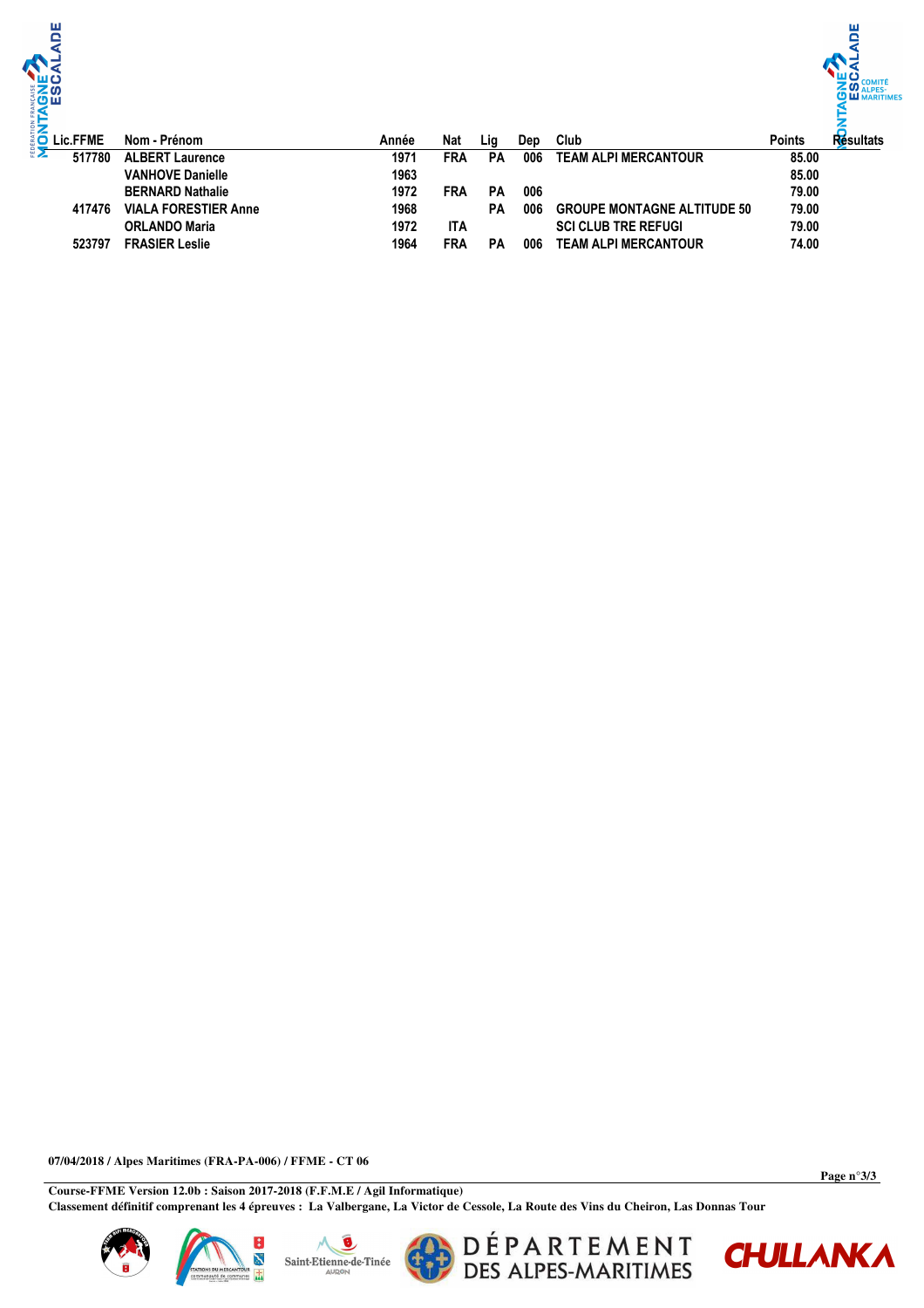| Lic.FFME | Nom - Prénom | Année | Nat | Lig | Dep | Club | Points | Résultats |
|---|---|---|---|---|---|---|---|---|
| 517780 | ALBERT Laurence | 1971 | FRA | PA | 006 | TEAM ALPI MERCANTOUR | 85.00 | |
| | VANHOVE Danielle | 1963 | | | | | 85.00 | |
| | BERNARD Nathalie | 1972 | FRA | PA | 006 | | 79.00 | |
| 417476 | VIALA FORESTIER Anne | 1968 | | PA | 006 | GROUPE MONTAGNE ALTITUDE 50 | 79.00 | |
| | ORLANDO Maria | 1972 | ITA | | | SCI CLUB TRE REFUGI | 79.00 | |
| 523797 | FRASIER Leslie | 1964 | FRA | PA | 006 | TEAM ALPI MERCANTOUR | 74.00 | |

**07/04/2018 / Alpes Maritimes (FRA-PA-006) / FFME - CT 06**

**Course-FFME Version 12.0b : Saison 2017-2018 (F.F.M.E / Agil Informatique)**
**Classement définitif comprenant les 4 épreuves : La Valbergane, La Victor de Cessole, La Route des Vins du Cheiron, Las Donnas Tour**